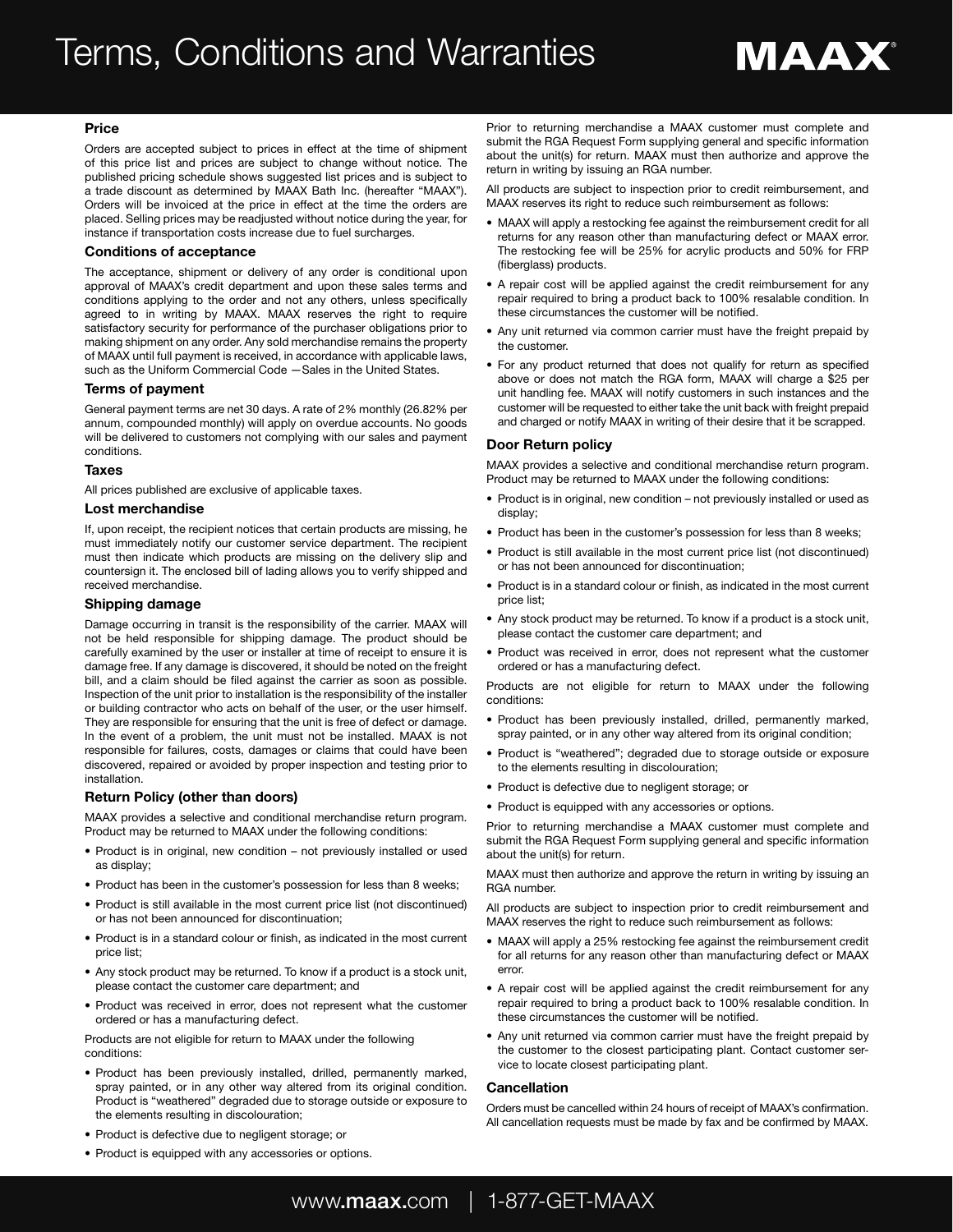# Terms, Conditions and Warranties

MAAX

### Price

Orders are accepted subject to prices in effect at the time of shipment of this price list and prices are subject to change without notice. The published pricing schedule shows suggested list prices and is subject to a trade discount as determined by MAAX Bath Inc. (hereafter "MAAX"). Orders will be invoiced at the price in effect at the time the orders are placed. Selling prices may be readjusted without notice during the year, for instance if transportation costs increase due to fuel surcharges.

### Conditions of acceptance

The acceptance, shipment or delivery of any order is conditional upon approval of MAAX's credit department and upon these sales terms and conditions applying to the order and not any others, unless specifically agreed to in writing by MAAX. MAAX reserves the right to require satisfactory security for performance of the purchaser obligations prior to making shipment on any order. Any sold merchandise remains the property of MAAX until full payment is received, in accordance with applicable laws, such as the Uniform Commercial Code —Sales in the United States.

### Terms of payment

General payment terms are net 30 days. A rate of 2% monthly (26.82% per annum, compounded monthly) will apply on overdue accounts. No goods will be delivered to customers not complying with our sales and payment conditions.

### Taxes

All prices published are exclusive of applicable taxes.

### Lost merchandise

If, upon receipt, the recipient notices that certain products are missing, he must immediately notify our customer service department. The recipient must then indicate which products are missing on the delivery slip and countersign it. The enclosed bill of lading allows you to verify shipped and received merchandise.

### Shipping damage

Damage occurring in transit is the responsibility of the carrier. MAAX will not be held responsible for shipping damage. The product should be carefully examined by the user or installer at time of receipt to ensure it is damage free. If any damage is discovered, it should be noted on the freight bill, and a claim should be filed against the carrier as soon as possible. Inspection of the unit prior to installation is the responsibility of the installer or building contractor who acts on behalf of the user, or the user himself. They are responsible for ensuring that the unit is free of defect or damage. In the event of a problem, the unit must not be installed. MAAX is not responsible for failures, costs, damages or claims that could have been discovered, repaired or avoided by proper inspection and testing prior to installation.

### Return Policy (other than doors)

MAAX provides a selective and conditional merchandise return program. Product may be returned to MAAX under the following conditions:

- Product is in original, new condition – not previously installed or used as display;
- Product has been in the customer's possession for less than 8 weeks;
- Product is still available in the most current price list (not discontinued) or has not been announced for discontinuation;
- Product is in a standard colour or finish, as indicated in the most current price list;
- Any stock product may be returned. To know if a product is a stock unit, please contact the customer care department; and
- Product was received in error, does not represent what the customer ordered or has a manufacturing defect.

Products are not eligible for return to MAAX under the following conditions:

- Product has been previously installed, drilled, permanently marked, spray painted, or in any other way altered from its original condition. Product is "weathered" degraded due to storage outside or exposure to the elements resulting in discolouration;
- Product is defective due to negligent storage; or
- Product is equipped with any accessories or options.

Prior to returning merchandise a MAAX customer must complete and submit the RGA Request Form supplying general and specific information about the unit(s) for return. MAAX must then authorize and approve the return in writing by issuing an RGA number.

All products are subject to inspection prior to credit reimbursement, and MAAX reserves its right to reduce such reimbursement as follows:

- MAAX will apply a restocking fee against the reimbursement credit for all returns for any reason other than manufacturing defect or MAAX error. The restocking fee will be 25% for acrylic products and 50% for FRP (fiberglass) products.
- A repair cost will be applied against the credit reimbursement for any repair required to bring a product back to 100% resalable condition. In these circumstances the customer will be notified.
- Any unit returned via common carrier must have the freight prepaid by the customer.
- For any product returned that does not qualify for return as specified above or does not match the RGA form, MAAX will charge a $25 per unit handling fee. MAAX will notify customers in such instances and the customer will be requested to either take the unit back with freight prepaid and charged or notify MAAX in writing of their desire that it be scrapped.

### Door Return policy

MAAX provides a selective and conditional merchandise return program. Product may be returned to MAAX under the following conditions:

- Product is in original, new condition – not previously installed or used as display;
- Product has been in the customer's possession for less than 8 weeks;
- Product is still available in the most current price list (not discontinued) or has not been announced for discontinuation;
- Product is in a standard colour or finish, as indicated in the most current price list;
- Any stock product may be returned. To know if a product is a stock unit, please contact the customer care department; and
- Product was received in error, does not represent what the customer ordered or has a manufacturing defect.

Products are not eligible for return to MAAX under the following conditions:

- Product has been previously installed, drilled, permanently marked, spray painted, or in any other way altered from its original condition;
- Product is "weathered"; degraded due to storage outside or exposure to the elements resulting in discolouration;
- Product is defective due to negligent storage; or
- Product is equipped with any accessories or options.

Prior to returning merchandise a MAAX customer must complete and submit the RGA Request Form supplying general and specific information about the unit(s) for return.

MAAX must then authorize and approve the return in writing by issuing an RGA number.

All products are subject to inspection prior to credit reimbursement and MAAX reserves the right to reduce such reimbursement as follows:

- MAAX will apply a 25% restocking fee against the reimbursement credit for all returns for any reason other than manufacturing defect or MAAX error.
- A repair cost will be applied against the credit reimbursement for any repair required to bring a product back to 100% resalable condition. In these circumstances the customer will be notified.
- Any unit returned via common carrier must have the freight prepaid by the customer to the closest participating plant. Contact customer service to locate closest participating plant.

### Cancellation

Orders must be cancelled within 24 hours of receipt of MAAX's confirmation. All cancellation requests must be made by fax and be confirmed by MAAX.

www.**maax**.com | 1-877-GET-MAAX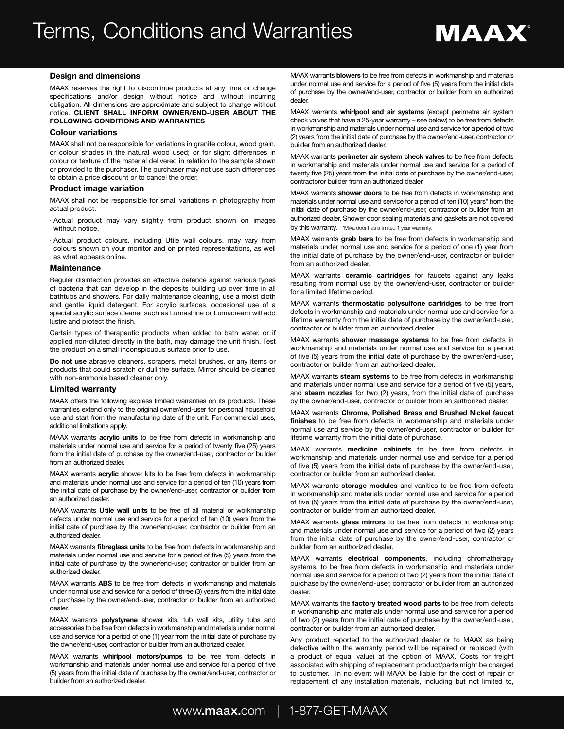# Terms, Conditions and Warranties

### Design and dimensions

MAAX reserves the right to discontinue products at any time or change specifications and/or design without notice and without incurring obligation. All dimensions are approximate and subject to change without notice. **CLIENT SHALL INFORM OWNER/END-USER ABOUT THE FOLLOWING CONDITIONS AND WARRANTIES**

### Colour variations

MAAX shall not be responsible for variations in granite colour, wood grain, or colour shades in the natural wood used; or for slight differences in colour or texture of the material delivered in relation to the sample shown or provided to the purchaser. The purchaser may not use such differences to obtain a price discount or to cancel the order.

### Product image variation

MAAX shall not be responsible for small variations in photography from actual product.

- Actual product may vary slightly from product shown on images without notice.
- Actual product colours, including Utile wall colours, may vary from colours shown on your monitor and on printed representations, as well as what appears online.

### Maintenance

Regular disinfection provides an effective defence against various types of bacteria that can develop in the deposits building up over time in all bathtubs and showers. For daily maintenance cleaning, use a moist cloth and gentle liquid detergent. For acrylic surfaces, occasional use of a special acrylic surface cleaner such as Lumashine or Lumacream will add lustre and protect the finish.

Certain types of therapeutic products when added to bath water, or if applied non-diluted directly in the bath, may damage the unit finish. Test the product on a small inconspicuous surface prior to use.

**Do not use** abrasive cleaners, scrapers, metal brushes, or any items or products that could scratch or dull the surface. Mirror should be cleaned with non-ammonia based cleaner only.

### Limited warranty

MAAX offers the following express limited warranties on its products. These warranties extend only to the original owner/end-user for personal household use and start from the manufacturing date of the unit. For commercial uses, additional limitations apply.

MAAX warrants **acrylic units** to be free from defects in workmanship and materials under normal use and service for a period of twenty five (25) years from the initial date of purchase by the owner/end-user, contractor or builder from an authorized dealer.

MAAX warrants **acrylic** shower kits to be free from defects in workmanship and materials under normal use and service for a period of ten (10) years from the initial date of purchase by the owner/end-user, contractor or builder from an authorized dealer.

MAAX warrants **Utile wall units** to be free of all material or workmanship defects under normal use and service for a period of ten (10) years from the initial date of purchase by the owner/end-user, contractor or builder from an authorized dealer.

MAAX warrants **fibreglass units** to be free from defects in workmanship and materials under normal use and service for a period of five (5) years from the initial date of purchase by the owner/end-user, contractor or builder from an authorized dealer.

MAAX warrants **ABS** to be free from defects in workmanship and materials under normal use and service for a period of three (3) years from the initial date of purchase by the owner/end-user, contractor or builder from an authorized dealer.

MAAX warrants **polystyrene** shower kits, tub wall kits, utility tubs and accessories to be free from defects in workmanship and materials under normal use and service for a period of one (1) year from the initial date of purchase by the owner/end-user, contractor or builder from an authorized dealer.

MAAX warrants **whirlpool motors/pumps** to be free from defects in workmanship and materials under normal use and service for a period of five (5) years from the initial date of purchase by the owner/end-user, contractor or builder from an authorized dealer.

MAAX warrants **blowers** to be free from defects in workmanship and materials under normal use and service for a period of five (5) years from the initial date of purchase by the owner/end-user, contractor or builder from an authorized dealer.

MAAX warrants **whirlpool and air systems** (except perimetre air system check valves that have a 25-year warranty – see below) to be free from defects in workmanship and materials under normal use and service for a period of two (2) years from the initial date of purchase by the owner/end-user, contractor or builder from an authorized dealer.

MAAX warrants **perimeter air system check valves** to be free from defects in workmanship and materials under normal use and service for a period of twenty five (25) years from the initial date of purchase by the owner/end-user, contractoror builder from an authorized dealer.

MAAX warrants **shower doors** to be free from defects in workmanship and materials under normal use and service for a period of ten (10) years* from the initial date of purchase by the owner/end-user, contractor or builder from an authorized dealer. Shower door sealing materials and gaskets are not covered by this warranty. *Mika door has a limited 1 year warranty.

MAAX warrants **grab bars** to be free from defects in workmanship and materials under normal use and service for a period of one (1) year from the initial date of purchase by the owner/end-user, contractor or builder from an authorized dealer.

MAAX warrants **ceramic cartridges** for faucets against any leaks resulting from normal use by the owner/end-user, contractor or builder for a limited lifetime period.

MAAX warrants **thermostatic polysulfone cartridges** to be free from defects in workmanship and materials under normal use and service for a lifetime warranty from the initial date of purchase by the owner/end-user, contractor or builder from an authorized dealer.

MAAX warrants **shower massage systems** to be free from defects in workmanship and materials under normal use and service for a period of five (5) years from the initial date of purchase by the owner/end-user, contractor or builder from an authorized dealer.

MAAX warrants **steam systems** to be free from defects in workmanship and materials under normal use and service for a period of five (5) years, and **steam nozzles** for two (2) years, from the initial date of purchase by the owner/end-user, contractor or builder from an authorized dealer.

MAAX warrants **Chrome, Polished Brass and Brushed Nickel faucet finishes** to be free from defects in workmanship and materials under normal use and service by the owner/end-user, contractor or builder for lifetime warranty from the initial date of purchase.

MAAX warrants **medicine cabinets** to be free from defects in workmanship and materials under normal use and service for a period of five (5) years from the initial date of purchase by the owner/end-user, contractor or builder from an authorized dealer.

MAAX warrants **storage modules** and vanities to be free from defects in workmanship and materials under normal use and service for a period of five (5) years from the initial date of purchase by the owner/end-user, contractor or builder from an authorized dealer.

MAAX warrants **glass mirrors** to be free from defects in workmanship and materials under normal use and service for a period of two (2) years from the initial date of purchase by the owner/end-user, contractor or builder from an authorized dealer.

MAAX warrants **electrical components**, including chromatherapy systems, to be free from defects in workmanship and materials under normal use and service for a period of two (2) years from the initial date of purchase by the owner/end-user, contractor or builder from an authorized dealer.

MAAX warrants the **factory treated wood parts** to be free from defects in workmanship and materials under normal use and service for a period of two (2) years from the initial date of purchase by the owner/end-user, contractor or builder from an authorized dealer.

Any product reported to the authorized dealer or to MAAX as being defective within the warranty period will be repaired or replaced (with a product of equal value) at the option of MAAX. Costs for freight associated with shipping of replacement product/parts might be charged to customer. In no event will MAAX be liable for the cost of repair or replacement of any installation materials, including but not limited to,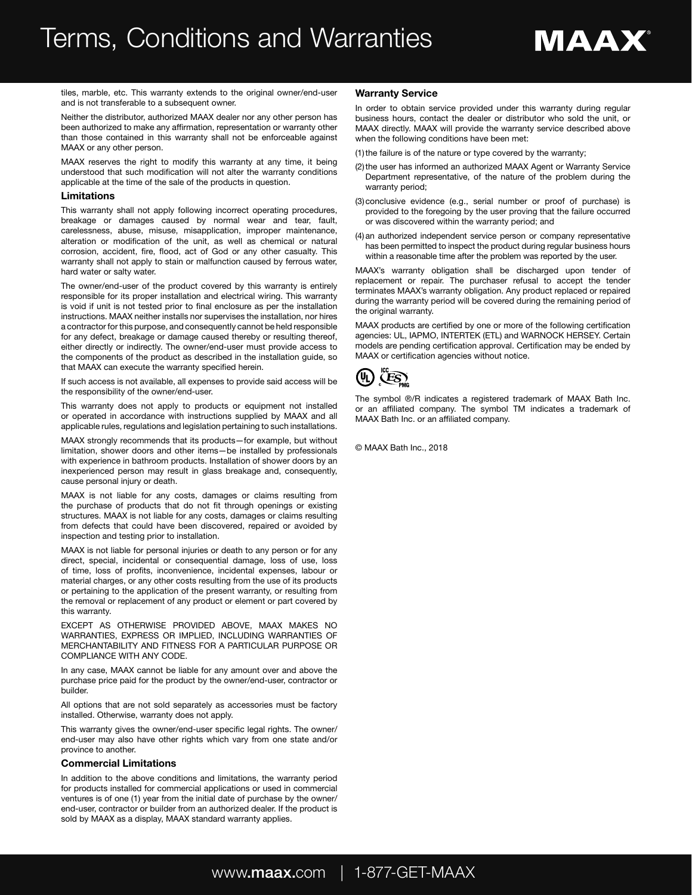# Terms, Conditions and Warranties

tiles, marble, etc. This warranty extends to the original owner/end-user and is not transferable to a subsequent owner.

Neither the distributor, authorized MAAX dealer nor any other person has been authorized to make any affirmation, representation or warranty other than those contained in this warranty shall not be enforceable against MAAX or any other person.

MAAX reserves the right to modify this warranty at any time, it being understood that such modification will not alter the warranty conditions applicable at the time of the sale of the products in question.

### Limitations

This warranty shall not apply following incorrect operating procedures, breakage or damages caused by normal wear and tear, fault, carelessness, abuse, misuse, misapplication, improper maintenance, alteration or modification of the unit, as well as chemical or natural corrosion, accident, fire, flood, act of God or any other casualty. This warranty shall not apply to stain or malfunction caused by ferrous water, hard water or salty water.

The owner/end-user of the product covered by this warranty is entirely responsible for its proper installation and electrical wiring. This warranty is void if unit is not tested prior to final enclosure as per the installation instructions. MAAX neither installs nor supervises the installation, nor hires a contractor for this purpose, and consequently cannot be held responsible for any defect, breakage or damage caused thereby or resulting thereof, either directly or indirectly. The owner/end-user must provide access to the components of the product as described in the installation guide, so that MAAX can execute the warranty specified herein.

If such access is not available, all expenses to provide said access will be the responsibility of the owner/end-user.

This warranty does not apply to products or equipment not installed or operated in accordance with instructions supplied by MAAX and all applicable rules, regulations and legislation pertaining to such installations.

MAAX strongly recommends that its products—for example, but without limitation, shower doors and other items—be installed by professionals with experience in bathroom products. Installation of shower doors by an inexperienced person may result in glass breakage and, consequently, cause personal injury or death.

MAAX is not liable for any costs, damages or claims resulting from the purchase of products that do not fit through openings or existing structures. MAAX is not liable for any costs, damages or claims resulting from defects that could have been discovered, repaired or avoided by inspection and testing prior to installation.

MAAX is not liable for personal injuries or death to any person or for any direct, special, incidental or consequential damage, loss of use, loss of time, loss of profits, inconvenience, incidental expenses, labour or material charges, or any other costs resulting from the use of its products or pertaining to the application of the present warranty, or resulting from the removal or replacement of any product or element or part covered by this warranty.

EXCEPT AS OTHERWISE PROVIDED ABOVE, MAAX MAKES NO WARRANTIES, EXPRESS OR IMPLIED, INCLUDING WARRANTIES OF MERCHANTABILITY AND FITNESS FOR A PARTICULAR PURPOSE OR COMPLIANCE WITH ANY CODE.

In any case, MAAX cannot be liable for any amount over and above the purchase price paid for the product by the owner/end-user, contractor or builder.

All options that are not sold separately as accessories must be factory installed. Otherwise, warranty does not apply.

This warranty gives the owner/end-user specific legal rights. The owner/end-user may also have other rights which vary from one state and/or province to another.

### Commercial Limitations

In addition to the above conditions and limitations, the warranty period for products installed for commercial applications or used in commercial ventures is of one (1) year from the initial date of purchase by the owner/end-user, contractor or builder from an authorized dealer. If the product is sold by MAAX as a display, MAAX standard warranty applies.

### Warranty Service

In order to obtain service provided under this warranty during regular business hours, contact the dealer or distributor who sold the unit, or MAAX directly. MAAX will provide the warranty service described above when the following conditions have been met:

(1) the failure is of the nature or type covered by the warranty;

(2) the user has informed an authorized MAAX Agent or Warranty Service Department representative, of the nature of the problem during the warranty period;

(3) conclusive evidence (e.g., serial number or proof of purchase) is provided to the foregoing by the user proving that the failure occurred or was discovered within the warranty period; and

(4) an authorized independent service person or company representative has been permitted to inspect the product during regular business hours within a reasonable time after the problem was reported by the user.

MAAX's warranty obligation shall be discharged upon tender of replacement or repair. The purchaser refusal to accept the tender terminates MAAX's warranty obligation. Any product replaced or repaired during the warranty period will be covered during the remaining period of the original warranty.

MAAX products are certified by one or more of the following certification agencies: UL, IAPMO, INTERTEK (ETL) and WARNOCK HERSEY. Certain models are pending certification approval. Certification may be ended by MAAX or certification agencies without notice.

The symbol ®/R indicates a registered trademark of MAAX Bath Inc. or an affiliated company. The symbol TM indicates a trademark of MAAX Bath Inc. or an affiliated company.

© MAAX Bath Inc., 2018